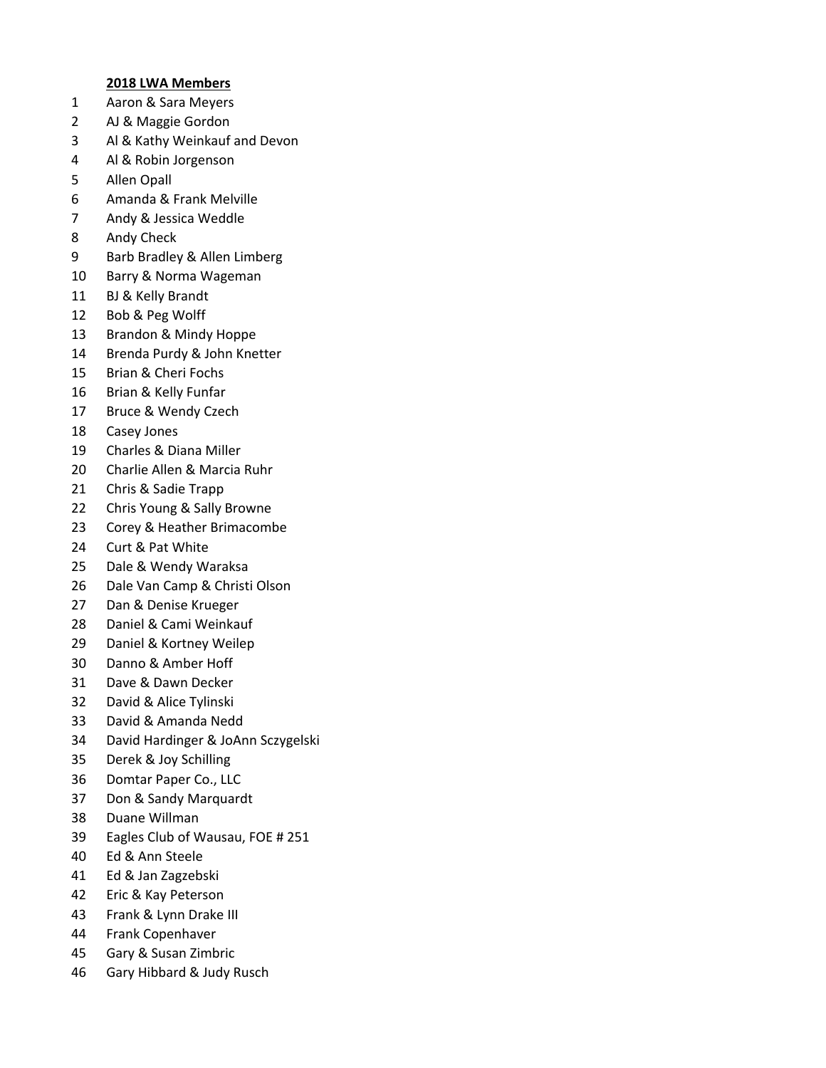**2018 LWA Members**

1 Aaron & Sara Meyers
2 AJ & Maggie Gordon
3 Al & Kathy Weinkauf and Devon
4 Al & Robin Jorgenson
5 Allen Opall
6 Amanda & Frank Melville
7 Andy & Jessica Weddle
8 Andy Check
9 Barb Bradley & Allen Limberg
10 Barry & Norma Wageman
11 BJ & Kelly Brandt
12 Bob & Peg Wolff
13 Brandon & Mindy Hoppe
14 Brenda Purdy & John Knetter
15 Brian & Cheri Fochs
16 Brian & Kelly Funfar
17 Bruce & Wendy Czech
18 Casey Jones
19 Charles & Diana Miller
20 Charlie Allen & Marcia Ruhr
21 Chris & Sadie Trapp
22 Chris Young & Sally Browne
23 Corey & Heather Brimacombe
24 Curt & Pat White
25 Dale & Wendy Waraksa
26 Dale Van Camp & Christi Olson
27 Dan & Denise Krueger
28 Daniel & Cami Weinkauf
29 Daniel & Kortney Weilep
30 Danno & Amber Hoff
31 Dave & Dawn Decker
32 David & Alice Tylinski
33 David & Amanda Nedd
34 David Hardinger & JoAnn Sczygelski
35 Derek & Joy Schilling
36 Domtar Paper Co., LLC
37 Don & Sandy Marquardt
38 Duane Willman
39 Eagles Club of Wausau, FOE # 251
40 Ed & Ann Steele
41 Ed & Jan Zagzebski
42 Eric & Kay Peterson
43 Frank & Lynn Drake III
44 Frank Copenhaver
45 Gary & Susan Zimbric
46 Gary Hibbard & Judy Rusch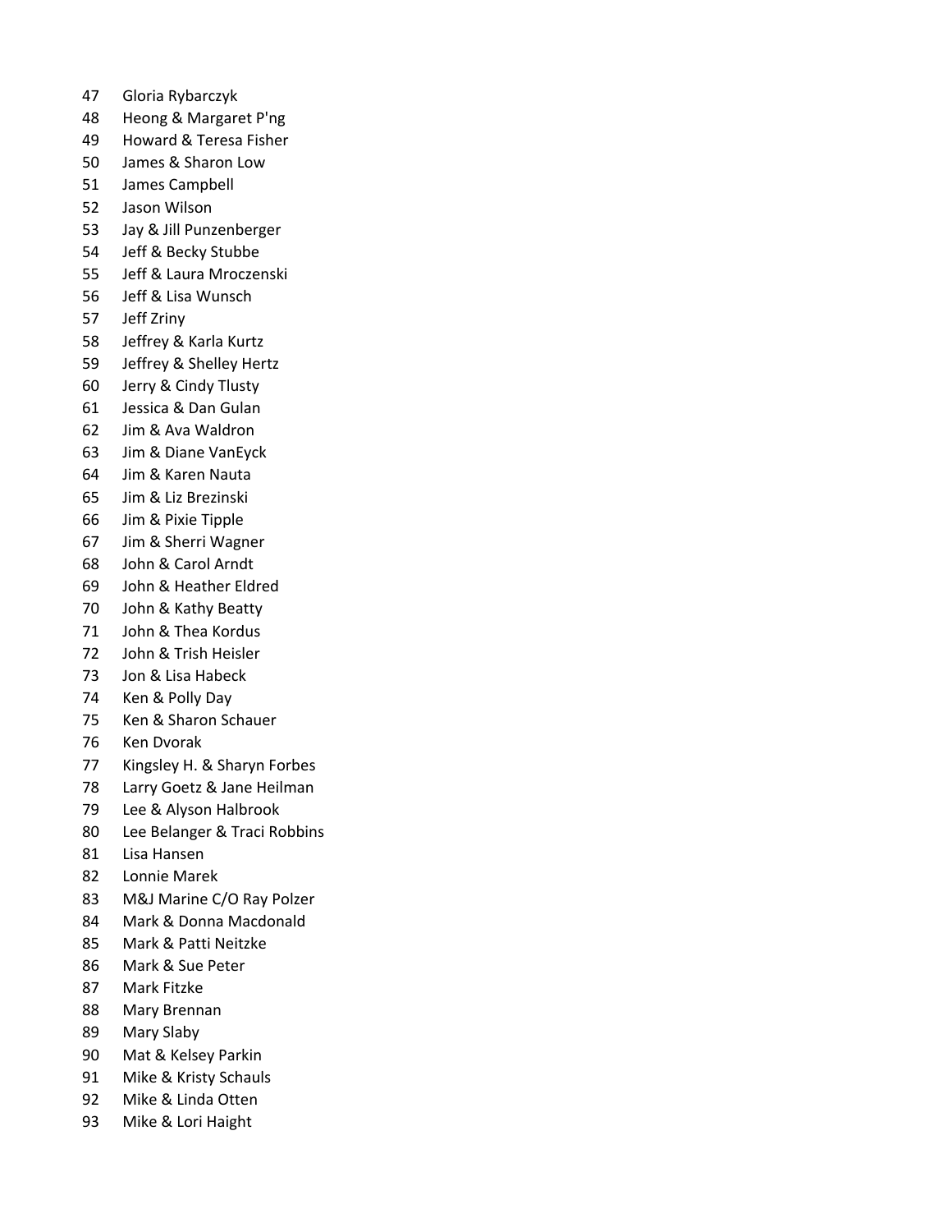47 Gloria Rybarczyk
48 Heong & Margaret P'ng
49 Howard & Teresa Fisher
50 James & Sharon Low
51 James Campbell
52 Jason Wilson
53 Jay & Jill Punzenberger
54 Jeff & Becky Stubbe
55 Jeff & Laura Mroczenski
56 Jeff & Lisa Wunsch
57 Jeff Zriny
58 Jeffrey & Karla Kurtz
59 Jeffrey & Shelley Hertz
60 Jerry & Cindy Tlusty
61 Jessica & Dan Gulan
62 Jim & Ava Waldron
63 Jim & Diane VanEyck
64 Jim & Karen Nauta
65 Jim & Liz Brezinski
66 Jim & Pixie Tipple
67 Jim & Sherri Wagner
68 John & Carol Arndt
69 John & Heather Eldred
70 John & Kathy Beatty
71 John & Thea Kordus
72 John & Trish Heisler
73 Jon & Lisa Habeck
74 Ken & Polly Day
75 Ken & Sharon Schauer
76 Ken Dvorak
77 Kingsley H. & Sharyn Forbes
78 Larry Goetz & Jane Heilman
79 Lee & Alyson Halbrook
80 Lee Belanger & Traci Robbins
81 Lisa Hansen
82 Lonnie Marek
83 M&J Marine C/O Ray Polzer
84 Mark & Donna Macdonald
85 Mark & Patti Neitzke
86 Mark & Sue Peter
87 Mark Fitzke
88 Mary Brennan
89 Mary Slaby
90 Mat & Kelsey Parkin
91 Mike & Kristy Schauls
92 Mike & Linda Otten
93 Mike & Lori Haight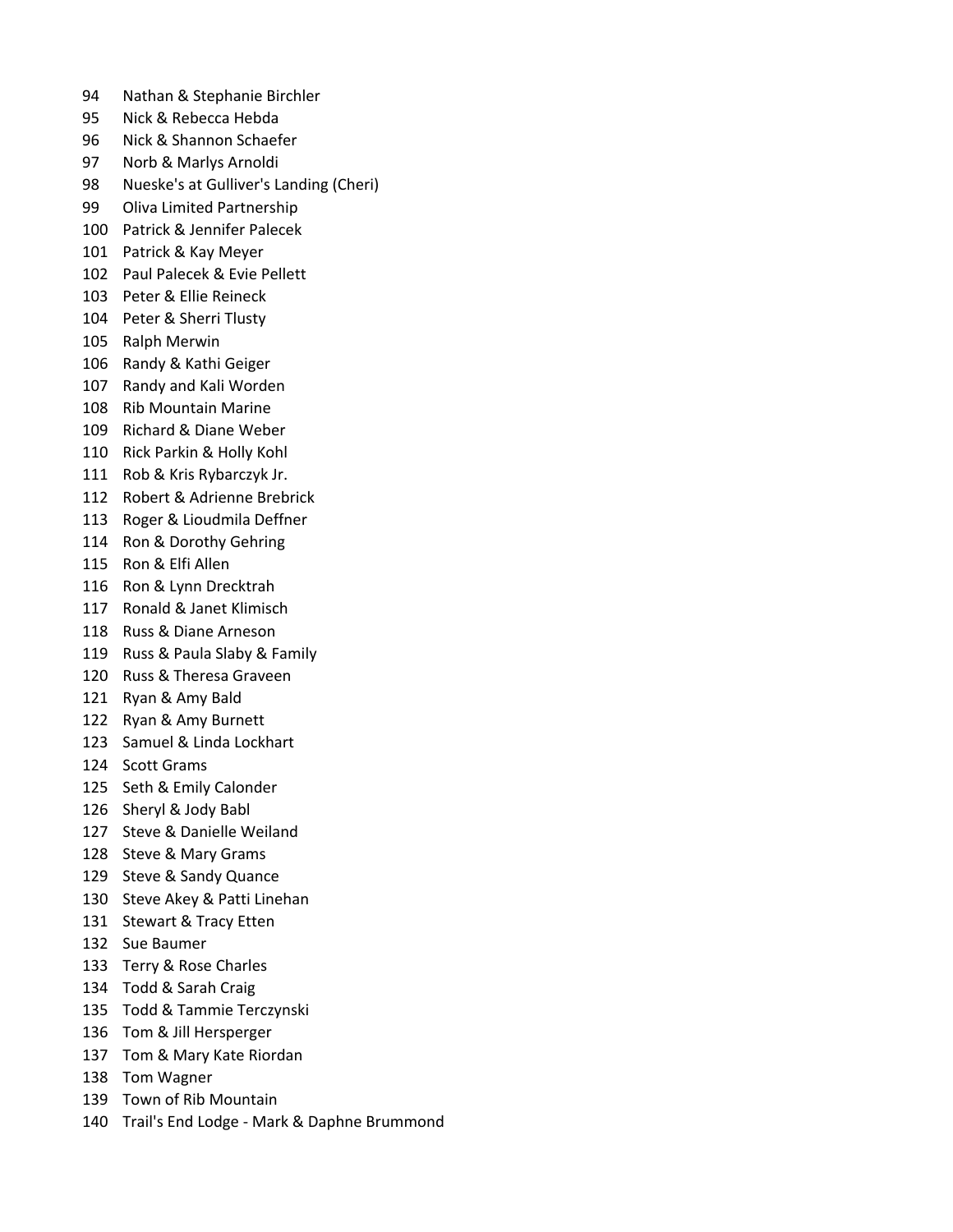94 Nathan & Stephanie Birchler
95 Nick & Rebecca Hebda
96 Nick & Shannon Schaefer
97 Norb & Marlys Arnoldi
98 Nueske's at Gulliver's Landing (Cheri)
99 Oliva Limited Partnership
100 Patrick & Jennifer Palecek
101 Patrick & Kay Meyer
102 Paul Palecek & Evie Pellett
103 Peter & Ellie Reineck
104 Peter & Sherri Tlusty
105 Ralph Merwin
106 Randy & Kathi Geiger
107 Randy and Kali Worden
108 Rib Mountain Marine
109 Richard & Diane Weber
110 Rick Parkin & Holly Kohl
111 Rob & Kris Rybarczyk Jr.
112 Robert & Adrienne Brebrick
113 Roger & Lioudmila Deffner
114 Ron & Dorothy Gehring
115 Ron & Elfi Allen
116 Ron & Lynn Drecktrah
117 Ronald & Janet Klimisch
118 Russ & Diane Arneson
119 Russ & Paula Slaby & Family
120 Russ & Theresa Graveen
121 Ryan & Amy Bald
122 Ryan & Amy Burnett
123 Samuel & Linda Lockhart
124 Scott Grams
125 Seth & Emily Calonder
126 Sheryl & Jody Babl
127 Steve & Danielle Weiland
128 Steve & Mary Grams
129 Steve & Sandy Quance
130 Steve Akey & Patti Linehan
131 Stewart & Tracy Etten
132 Sue Baumer
133 Terry & Rose Charles
134 Todd & Sarah Craig
135 Todd & Tammie Terczynski
136 Tom & Jill Hersperger
137 Tom & Mary Kate Riordan
138 Tom Wagner
139 Town of Rib Mountain
140 Trail's End Lodge - Mark & Daphne Brummond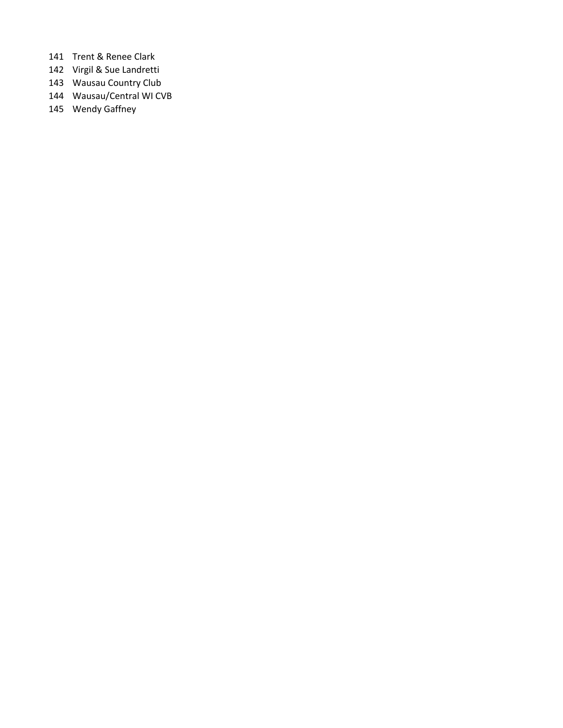141 Trent & Renee Clark
142 Virgil & Sue Landretti
143 Wausau Country Club
144 Wausau/Central WI CVB
145 Wendy Gaffney